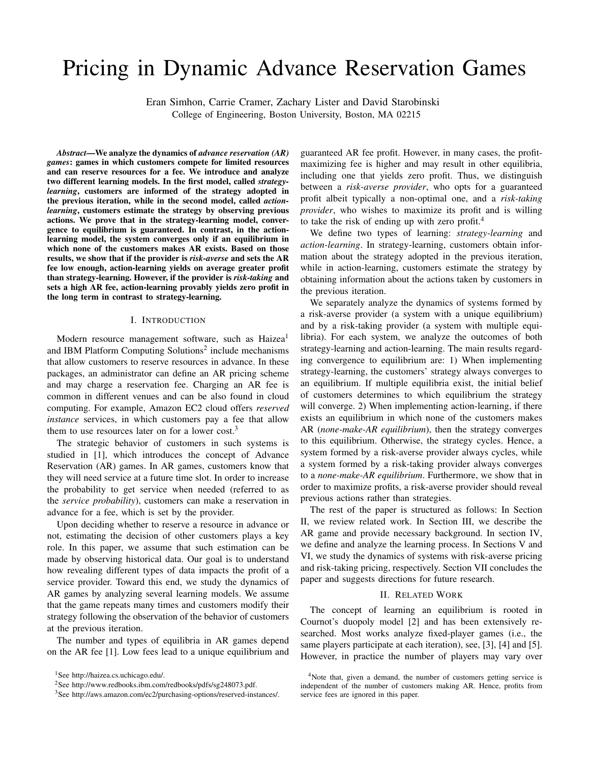# Pricing in Dynamic Advance Reservation Games

Eran Simhon, Carrie Cramer, Zachary Lister and David Starobinski
College of Engineering, Boston University, Boston, MA 02215

***Abstract*—We analyze the dynamics of *advance reservation (AR) games*: games in which customers compete for limited resources and can reserve resources for a fee. We introduce and analyze two different learning models. In the first model, called *strategy-learning*, customers are informed of the strategy adopted in the previous iteration, while in the second model, called *action-learning*, customers estimate the strategy by observing previous actions. We prove that in the strategy-learning model, convergence to equilibrium is guaranteed. In contrast, in the action-learning model, the system converges only if an equilibrium in which none of the customers makes AR exists. Based on those results, we show that if the provider is *risk-averse* and sets the AR fee low enough, action-learning yields on average greater profit than strategy-learning. However, if the provider is *risk-taking* and sets a high AR fee, action-learning provably yields zero profit in the long term in contrast to strategy-learning.**

## I. Introduction

Modern resource management software, such as Haizea[1] and IBM Platform Computing Solutions[2] include mechanisms that allow customers to reserve resources in advance. In these packages, an administrator can define an AR pricing scheme and may charge a reservation fee. Charging an AR fee is common in different venues and can be also found in cloud computing. For example, Amazon EC2 cloud offers *reserved instance* services, in which customers pay a fee that allow them to use resources later on for a lower cost.[3]

The strategic behavior of customers in such systems is studied in [1], which introduces the concept of Advance Reservation (AR) games. In AR games, customers know that they will need service at a future time slot. In order to increase the probability to get service when needed (referred to as the *service probability*), customers can make a reservation in advance for a fee, which is set by the provider.

Upon deciding whether to reserve a resource in advance or not, estimating the decision of other customers plays a key role. In this paper, we assume that such estimation can be made by observing historical data. Our goal is to understand how revealing different types of data impacts the profit of a service provider. Toward this end, we study the dynamics of AR games by analyzing several learning models. We assume that the game repeats many times and customers modify their strategy following the observation of the behavior of customers at the previous iteration.

The number and types of equilibria in AR games depend on the AR fee [1]. Low fees lead to a unique equilibrium and guaranteed AR fee profit. However, in many cases, the profit-maximizing fee is higher and may result in other equilibria, including one that yields zero profit. Thus, we distinguish between a *risk-averse provider*, who opts for a guaranteed profit albeit typically a non-optimal one, and a *risk-taking provider*, who wishes to maximize its profit and is willing to take the risk of ending up with zero profit.[4]

We define two types of learning: *strategy-learning* and *action-learning*. In strategy-learning, customers obtain information about the strategy adopted in the previous iteration, while in action-learning, customers estimate the strategy by obtaining information about the actions taken by customers in the previous iteration.

We separately analyze the dynamics of systems formed by a risk-averse provider (a system with a unique equilibrium) and by a risk-taking provider (a system with multiple equilibria). For each system, we analyze the outcomes of both strategy-learning and action-learning. The main results regarding convergence to equilibrium are: 1) When implementing strategy-learning, the customers' strategy always converges to an equilibrium. If multiple equilibria exist, the initial belief of customers determines to which equilibrium the strategy will converge. 2) When implementing action-learning, if there exists an equilibrium in which none of the customers makes AR (*none-make-AR equilibrium*), then the strategy converges to this equilibrium. Otherwise, the strategy cycles. Hence, a system formed by a risk-averse provider always cycles, while a system formed by a risk-taking provider always converges to a *none-make-AR equilibrium*. Furthermore, we show that in order to maximize profits, a risk-averse provider should reveal previous actions rather than strategies.

The rest of the paper is structured as follows: In Section II, we review related work. In Section III, we describe the AR game and provide necessary background. In section IV, we define and analyze the learning process. In Sections V and VI, we study the dynamics of systems with risk-averse pricing and risk-taking pricing, respectively. Section VII concludes the paper and suggests directions for future research.

## II. Related Work

The concept of learning an equilibrium is rooted in Cournot's duopoly model [2] and has been extensively researched. Most works analyze fixed-player games (i.e., the same players participate at each iteration), see, [3], [4] and [5]. However, in practice the number of players may vary over

[1]See http://haizea.cs.uchicago.edu/.

[2]See http://www.redbooks.ibm.com/redbooks/pdfs/sg248073.pdf.

[3]See http://aws.amazon.com/ec2/purchasing-options/reserved-instances/.

[4]Note that, given a demand, the number of customers getting service is independent of the number of customers making AR. Hence, profits from service fees are ignored in this paper.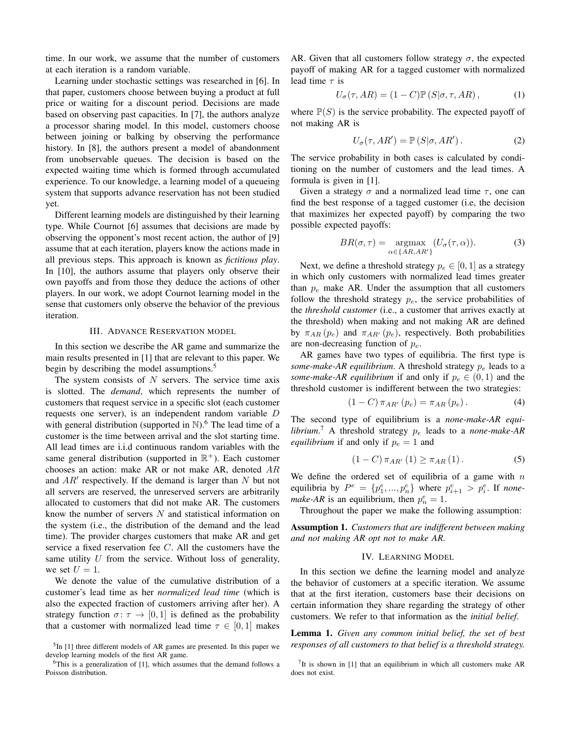time. In our work, we assume that the number of customers at each iteration is a random variable.

Learning under stochastic settings was researched in [6]. In that paper, customers choose between buying a product at full price or waiting for a discount period. Decisions are made based on observing past capacities. In [7], the authors analyze a processor sharing model. In this model, customers choose between joining or balking by observing the performance history. In [8], the authors present a model of abandonment from unobservable queues. The decision is based on the expected waiting time which is formed through accumulated experience. To our knowledge, a learning model of a queueing system that supports advance reservation has not been studied yet.

Different learning models are distinguished by their learning type. While Cournot [6] assumes that decisions are made by observing the opponent's most recent action, the author of [9] assume that at each iteration, players know the actions made in all previous steps. This approach is known as *fictitious play*. In [10], the authors assume that players only observe their own payoffs and from those they deduce the actions of other players. In our work, we adopt Cournot learning model in the sense that customers only observe the behavior of the previous iteration.

## III. Advance Reservation model

In this section we describe the AR game and summarize the main results presented in [1] that are relevant to this paper. We begin by describing the model assumptions.[5]

The system consists of $N$ servers. The service time axis is slotted. The *demand*, which represents the number of customers that request service in a specific slot (each customer requests one server), is an independent random variable $D$ with general distribution (supported in $\mathbb{N}$).[6] The lead time of a customer is the time between arrival and the slot starting time. All lead times are i.i.d continuous random variables with the same general distribution (supported in $\mathbb{R}^+$). Each customer chooses an action: make AR or not make AR, denoted $AR$ and $AR'$ respectively. If the demand is larger than $N$ but not all servers are reserved, the unreserved servers are arbitrarily allocated to customers that did not make AR. The customers know the number of servers $N$ and statistical information on the system (i.e., the distribution of the demand and the lead time). The provider charges customers that make AR and get service a fixed reservation fee $C$. All the customers have the same utility $U$ from the service. Without loss of generality, we set $U = 1$.

We denote the value of the cumulative distribution of a customer's lead time as her *normalized lead time* (which is also the expected fraction of customers arriving after her). A strategy function $\sigma\colon \tau \to [0, 1]$ is defined as the probability that a customer with normalized lead time $\tau \in [0, 1]$ makes AR. Given that all customers follow strategy $\sigma$, the expected payoff of making AR for a tagged customer with normalized lead time $\tau$ is

$$U_\sigma(\tau, AR) = (1 - C)\mathbb{P}\left(S|\sigma, \tau, AR\right), \tag{1}$$

where $\mathbb{P}(S)$ is the service probability. The expected payoff of not making AR is

$$U_\sigma(\tau, AR') = \mathbb{P}\left(S|\sigma, AR'\right). \tag{2}$$

The service probability in both cases is calculated by conditioning on the number of customers and the lead times. A formula is given in [1].

Given a strategy $\sigma$ and a normalized lead time $\tau$, one can find the best response of a tagged customer (i.e, the decision that maximizes her expected payoff) by comparing the two possible expected payoffs:

$$BR(\sigma, \tau) = \underset{\alpha \in \{AR, AR'\}}{\operatorname{argmax}} \left(U_\sigma(\tau, \alpha)\right). \tag{3}$$

Next, we define a threshold strategy $p_e \in [0, 1]$ as a strategy in which only customers with normalized lead times greater than $p_e$ make AR. Under the assumption that all customers follow the threshold strategy $p_e$, the service probabilities of the *threshold customer* (i.e., a customer that arrives exactly at the threshold) when making and not making AR are defined by $\pi_{AR}(p_e)$ and $\pi_{AR'}(p_e)$, respectively. Both probabilities are non-decreasing function of $p_e$.

AR games have two types of equilibria. The first type is *some-make-AR equilibrium*. A threshold strategy $p_e$ leads to a *some-make-AR equilibrium* if and only if $p_e \in (0, 1)$ and the threshold customer is indifferent between the two strategies:

$$(1 - C)\, \pi_{AR'}(p_e) = \pi_{AR}(p_e). \tag{4}$$

The second type of equilibrium is a *none-make-AR equilibrium*.[7] A threshold strategy $p_e$ leads to a *none-make-AR equilibrium* if and only if $p_e = 1$ and

$$(1 - C)\, \pi_{AR'}(1) \geq \pi_{AR}(1). \tag{5}$$

We define the ordered set of equilibria of a game with $n$ equilibria by $P^e = \{p^e_1, ..., p^e_n\}$ where $p^e_{i+1} > p^e_i$. If *none-make-AR* is an equilibrium, then $p^e_n = 1$.

Throughout the paper we make the following assumption:

**Assumption 1.** *Customers that are indifferent between making and not making AR opt not to make AR.*

## IV. Learning Model

In this section we define the learning model and analyze the behavior of customers at a specific iteration. We assume that at the first iteration, customers base their decisions on certain information they share regarding the strategy of other customers. We refer to that information as the *initial belief*.

**Lemma 1.** *Given any common initial belief, the set of best responses of all customers to that belief is a threshold strategy.*

[5] In [1] three different models of AR games are presented. In this paper we develop learning models of the first AR game.

[6] This is a generalization of [1], which assumes that the demand follows a Poisson distribution.

[7] It is shown in [1] that an equilibrium in which all customers make AR does not exist.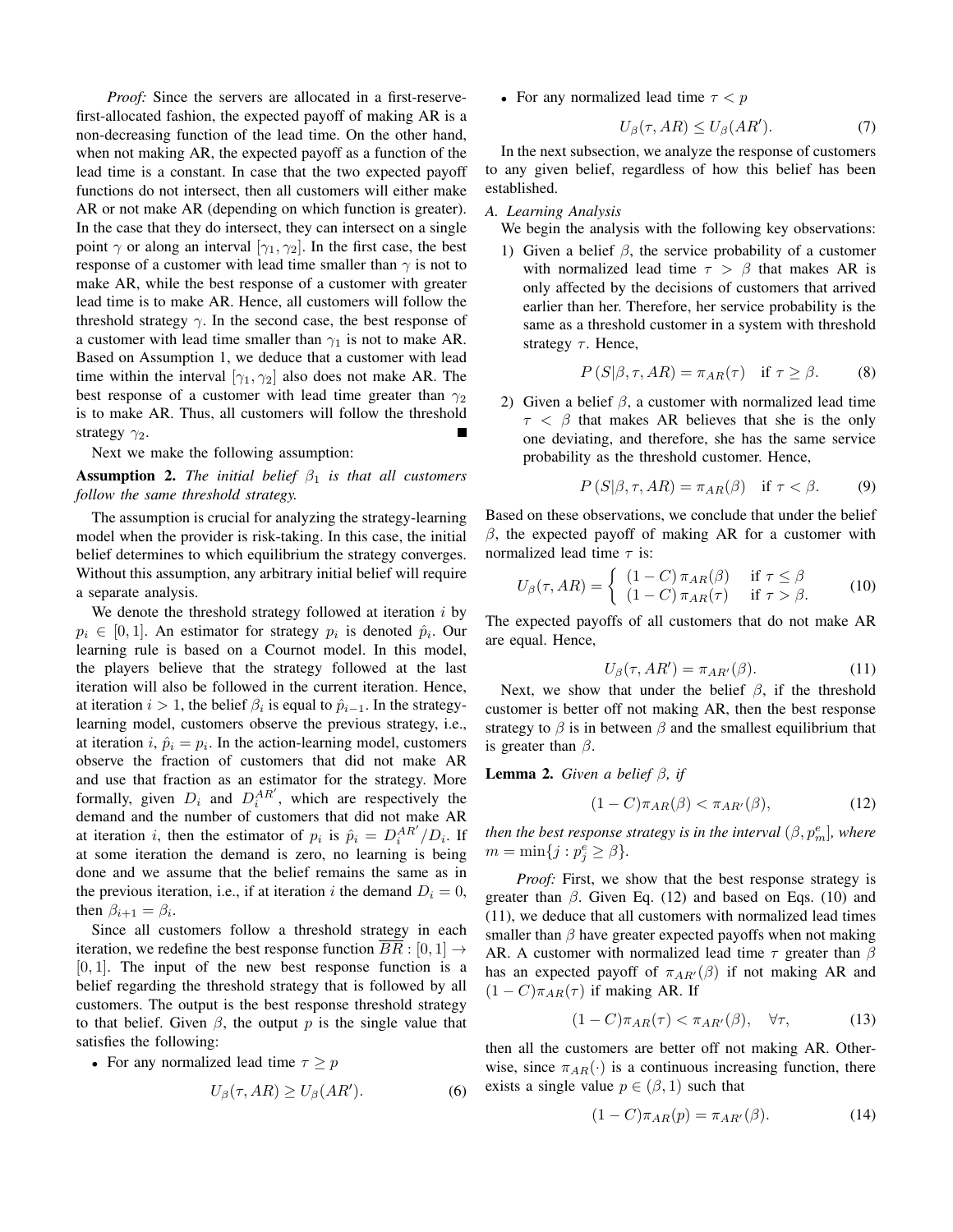*Proof:* Since the servers are allocated in a first-reserve-first-allocated fashion, the expected payoff of making AR is a non-decreasing function of the lead time. On the other hand, when not making AR, the expected payoff as a function of the lead time is a constant. In case that the two expected payoff functions do not intersect, then all customers will either make AR or not make AR (depending on which function is greater). In the case that they do intersect, they can intersect on a single point $\gamma$ or along an interval $[\gamma_1, \gamma_2]$. In the first case, the best response of a customer with lead time smaller than $\gamma$ is not to make AR, while the best response of a customer with greater lead time is to make AR. Hence, all customers will follow the threshold strategy $\gamma$. In the second case, the best response of a customer with lead time smaller than $\gamma_1$ is not to make AR. Based on Assumption 1, we deduce that a customer with lead time within the interval $[\gamma_1, \gamma_2]$ also does not make AR. The best response of a customer with lead time greater than $\gamma_2$ is to make AR. Thus, all customers will follow the threshold strategy $\gamma_2$. ∎

Next we make the following assumption:

**Assumption 2.** *The initial belief $\beta_1$ is that all customers follow the same threshold strategy.*

The assumption is crucial for analyzing the strategy-learning model when the provider is risk-taking. In this case, the initial belief determines to which equilibrium the strategy converges. Without this assumption, any arbitrary initial belief will require a separate analysis.

We denote the threshold strategy followed at iteration $i$ by $p_i \in [0, 1]$. An estimator for strategy $p_i$ is denoted $\hat{p}_i$. Our learning rule is based on a Cournot model. In this model, the players believe that the strategy followed at the last iteration will also be followed in the current iteration. Hence, at iteration $i > 1$, the belief $\beta_i$ is equal to $\hat{p}_{i-1}$. In the strategy-learning model, customers observe the previous strategy, i.e., at iteration $i$, $\hat{p}_i = p_i$. In the action-learning model, customers observe the fraction of customers that did not make AR and use that fraction as an estimator for the strategy. More formally, given $D_i$ and $D_i^{AR'}$, which are respectively the demand and the number of customers that did not make AR at iteration $i$, then the estimator of $p_i$ is $\hat{p}_i = D_i^{AR'}/D_i$. If at some iteration the demand is zero, no learning is being done and we assume that the belief remains the same as in the previous iteration, i.e., if at iteration $i$ the demand $D_i = 0$, then $\beta_{i+1} = \beta_i$.

Since all customers follow a threshold strategy in each iteration, we redefine the best response function $\overline{BR} : [0, 1] \to [0, 1]$. The input of the new best response function is a belief regarding the threshold strategy that is followed by all customers. The output is the best response threshold strategy to that belief. Given $\beta$, the output $p$ is the single value that satisfies the following:

- For any normalized lead time $\tau \geq p$

$$U_\beta(\tau, AR) \geq U_\beta(AR'). \tag{6}$$

- For any normalized lead time $\tau < p$

$$U_\beta(\tau, AR) \leq U_\beta(AR'). \tag{7}$$

In the next subsection, we analyze the response of customers to any given belief, regardless of how this belief has been established.

### A. Learning Analysis

We begin the analysis with the following key observations:

1) Given a belief $\beta$, the service probability of a customer with normalized lead time $\tau > \beta$ that makes AR is only affected by the decisions of customers that arrived earlier than her. Therefore, her service probability is the same as a threshold customer in a system with threshold strategy $\tau$. Hence,

$$P(S|\beta, \tau, AR) = \pi_{AR}(\tau) \quad \text{if } \tau \geq \beta. \tag{8}$$

2) Given a belief $\beta$, a customer with normalized lead time $\tau < \beta$ that makes AR believes that she is the only one deviating, and therefore, she has the same service probability as the threshold customer. Hence,

$$P(S|\beta, \tau, AR) = \pi_{AR}(\beta) \quad \text{if } \tau < \beta. \tag{9}$$

Based on these observations, we conclude that under the belief $\beta$, the expected payoff of making AR for a customer with normalized lead time $\tau$ is:

$$U_\beta(\tau, AR) = \begin{cases} (1 - C)\,\pi_{AR}(\beta) & \text{if } \tau \leq \beta \\ (1 - C)\,\pi_{AR}(\tau) & \text{if } \tau > \beta. \end{cases} \tag{10}$$

The expected payoffs of all customers that do not make AR are equal. Hence,

$$U_\beta(\tau, AR') = \pi_{AR'}(\beta). \tag{11}$$

Next, we show that under the belief $\beta$, if the threshold customer is better off not making AR, then the best response strategy to $\beta$ is in between $\beta$ and the smallest equilibrium that is greater than $\beta$.

**Lemma 2.** *Given a belief $\beta$, if*

$$(1 - C)\pi_{AR}(\beta) < \pi_{AR'}(\beta), \tag{12}$$

*then the best response strategy is in the interval $(\beta, p_m^e]$, where $m = \min\{j : p_j^e \geq \beta\}$.*

*Proof:* First, we show that the best response strategy is greater than $\beta$. Given Eq. (12) and based on Eqs. (10) and (11), we deduce that all customers with normalized lead times smaller than $\beta$ have greater expected payoffs when not making AR. A customer with normalized lead time $\tau$ greater than $\beta$ has an expected payoff of $\pi_{AR'}(\beta)$ if not making AR and $(1 - C)\pi_{AR}(\tau)$ if making AR. If

$$(1 - C)\pi_{AR}(\tau) < \pi_{AR'}(\beta), \quad \forall \tau, \tag{13}$$

then all the customers are better off not making AR. Otherwise, since $\pi_{AR}(\cdot)$ is a continuous increasing function, there exists a single value $p \in (\beta, 1)$ such that

$$(1 - C)\pi_{AR}(p) = \pi_{AR'}(\beta). \tag{14}$$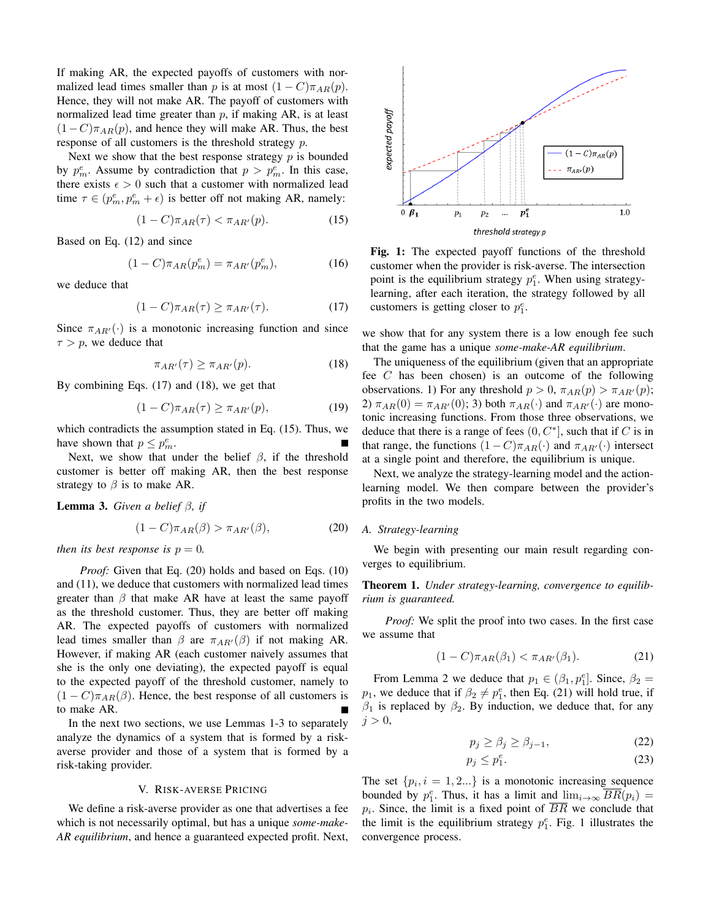If making AR, the expected payoffs of customers with normalized lead times smaller than $p$ is at most $(1-C)\pi_{AR}(p)$. Hence, they will not make AR. The payoff of customers with normalized lead time greater than $p$, if making AR, is at least $(1-C)\pi_{AR}(p)$, and hence they will make AR. Thus, the best response of all customers is the threshold strategy $p$.

Next we show that the best response strategy $p$ is bounded by $p^e_m$. Assume by contradiction that $p > p^e_m$. In this case, there exists $\epsilon > 0$ such that a customer with normalized lead time $\tau \in (p^e_m, p^e_m + \epsilon)$ is better off not making AR, namely:

$$(1-C)\pi_{AR}(\tau) < \pi_{AR'}(p). \tag{15}$$

Based on Eq. (12) and since

$$(1-C)\pi_{AR}(p^e_m) = \pi_{AR'}(p^e_m), \tag{16}$$

we deduce that

$$(1-C)\pi_{AR}(\tau) \geq \pi_{AR'}(\tau). \tag{17}$$

Since $\pi_{AR'}(\cdot)$ is a monotonic increasing function and since $\tau > p$, we deduce that

$$\pi_{AR'}(\tau) \geq \pi_{AR'}(p). \tag{18}$$

By combining Eqs. (17) and (18), we get that

$$(1-C)\pi_{AR}(\tau) \geq \pi_{AR'}(p), \tag{19}$$

which contradicts the assumption stated in Eq. (15). Thus, we have shown that $p \leq p^e_m$. ∎

Next, we show that under the belief $\beta$, if the threshold customer is better off making AR, then the best response strategy to $\beta$ is to make AR.

**Lemma 3.** *Given a belief $\beta$, if*

$$(1-C)\pi_{AR}(\beta) > \pi_{AR'}(\beta), \tag{20}$$

*then its best response is $p = 0$.*

*Proof:* Given that Eq. (20) holds and based on Eqs. (10) and (11), we deduce that customers with normalized lead times greater than $\beta$ that make AR have at least the same payoff as the threshold customer. Thus, they are better off making AR. The expected payoffs of customers with normalized lead times smaller than $\beta$ are $\pi_{AR'}(\beta)$ if not making AR. However, if making AR (each customer naively assumes that she is the only one deviating), the expected payoff is equal to the expected payoff of the threshold customer, namely to $(1-C)\pi_{AR}(\beta)$. Hence, the best response of all customers is to make AR. ∎

In the next two sections, we use Lemmas 1-3 to separately analyze the dynamics of a system that is formed by a risk-averse provider and those of a system that is formed by a risk-taking provider.

## V. Risk-Averse Pricing

We define a risk-averse provider as one that advertises a fee which is not necessarily optimal, but has a unique *some-make-AR equilibrium*, and hence a guaranteed expected profit. Next, we show that for any system there is a low enough fee such that the game has a unique *some-make-AR equilibrium*.

**Fig. 1:** The expected payoff functions of the threshold customer when the provider is risk-averse. The intersection point is the equilibrium strategy $p^e_1$. When using strategy-learning, after each iteration, the strategy followed by all customers is getting closer to $p^e_1$.

The uniqueness of the equilibrium (given that an appropriate fee $C$ has been chosen) is an outcome of the following observations. 1) For any threshold $p > 0$, $\pi_{AR}(p) > \pi_{AR'}(p)$; 2) $\pi_{AR}(0) = \pi_{AR'}(0)$; 3) both $\pi_{AR}(\cdot)$ and $\pi_{AR'}(\cdot)$ are monotonic increasing functions. From those three observations, we deduce that there is a range of fees $(0, C^*]$, such that if $C$ is in that range, the functions $(1-C)\pi_{AR}(\cdot)$ and $\pi_{AR'}(\cdot)$ intersect at a single point and therefore, the equilibrium is unique.

Next, we analyze the strategy-learning model and the action-learning model. We then compare between the provider's profits in the two models.

### A. Strategy-learning

We begin with presenting our main result regarding converges to equilibrium.

**Theorem 1.** *Under strategy-learning, convergence to equilibrium is guaranteed.*

*Proof:* We split the proof into two cases. In the first case we assume that

$$(1-C)\pi_{AR}(\beta_1) < \pi_{AR'}(\beta_1). \tag{21}$$

From Lemma 2 we deduce that $p_1 \in (\beta_1, p^e_1]$. Since, $\beta_2 = p_1$, we deduce that if $\beta_2 \neq p^e_1$, then Eq. (21) will hold true, if $\beta_1$ is replaced by $\beta_2$. By induction, we deduce that, for any $j > 0$,

$$p_j \geq \beta_j \geq \beta_{j-1}, \tag{22}$$

$$p_j \leq p^e_1. \tag{23}$$

The set $\{p_i, i = 1, 2...\}$ is a monotonic increasing sequence bounded by $p^e_1$. Thus, it has a limit and $\lim_{i\to\infty} \overline{BR}(p_i) = p_i$. Since, the limit is a fixed point of $\overline{BR}$ we conclude that the limit is the equilibrium strategy $p^e_1$. Fig. 1 illustrates the convergence process.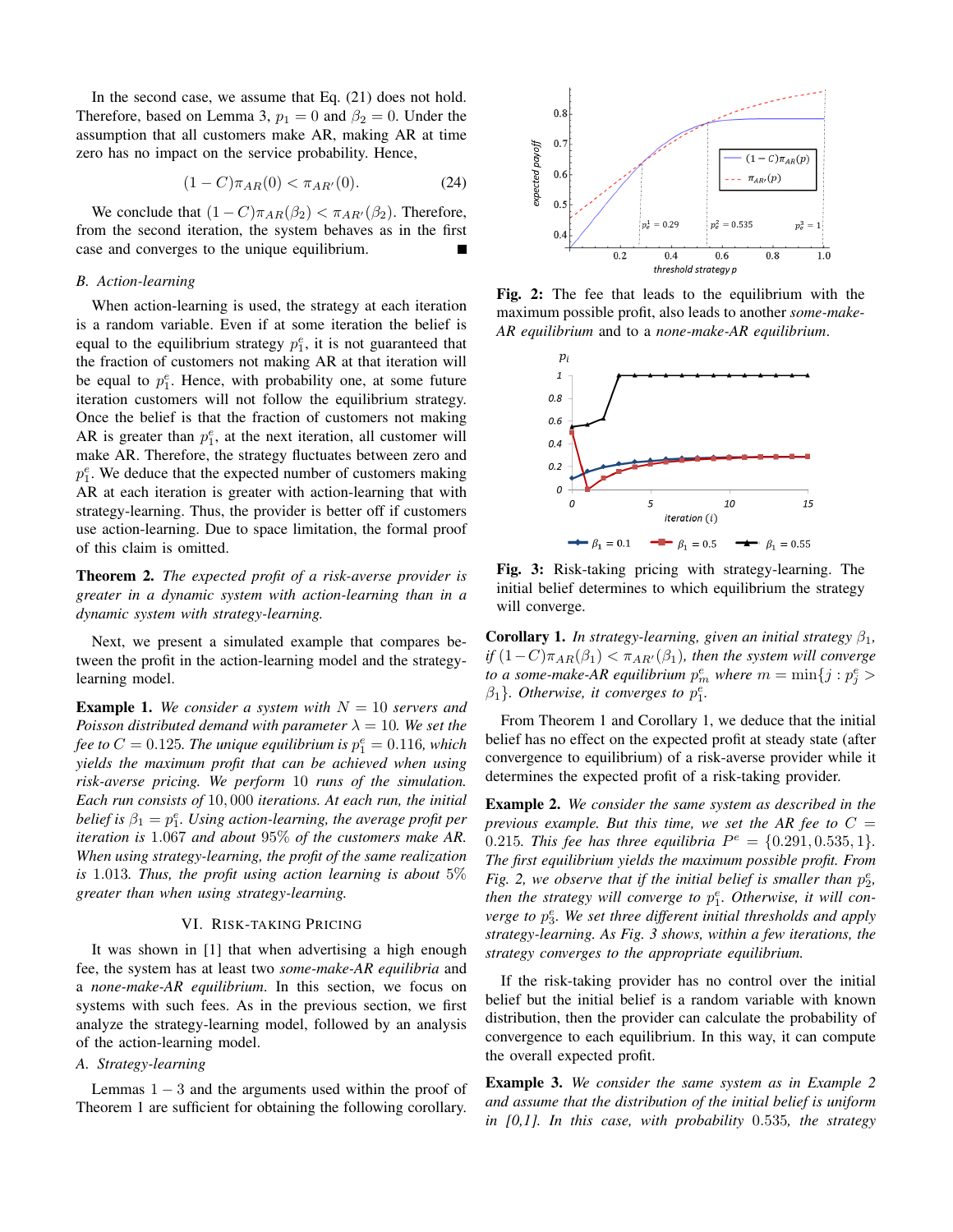In the second case, we assume that Eq. (21) does not hold. Therefore, based on Lemma 3, $p_1 = 0$ and $\beta_2 = 0$. Under the assumption that all customers make AR, making AR at time zero has no impact on the service probability. Hence,

$$(1 - C)\pi_{AR}(0) < \pi_{AR'}(0). \tag{24}$$

We conclude that $(1 - C)\pi_{AR}(\beta_2) < \pi_{AR'}(\beta_2)$. Therefore, from the second iteration, the system behaves as in the first case and converges to the unique equilibrium. ■

### B. Action-learning

When action-learning is used, the strategy at each iteration is a random variable. Even if at some iteration the belief is equal to the equilibrium strategy $p_1^e$, it is not guaranteed that the fraction of customers not making AR at that iteration will be equal to $p_1^e$. Hence, with probability one, at some future iteration customers will not follow the equilibrium strategy. Once the belief is that the fraction of customers not making AR is greater than $p_1^e$, at the next iteration, all customer will make AR. Therefore, the strategy fluctuates between zero and $p_1^e$. We deduce that the expected number of customers making AR at each iteration is greater with action-learning that with strategy-learning. Thus, the provider is better off if customers use action-learning. Due to space limitation, the formal proof of this claim is omitted.

**Theorem 2.** *The expected profit of a risk-averse provider is greater in a dynamic system with action-learning than in a dynamic system with strategy-learning.*

Next, we present a simulated example that compares between the profit in the action-learning model and the strategy-learning model.

**Example 1.** *We consider a system with $N = 10$ servers and Poisson distributed demand with parameter $\lambda = 10$. We set the fee to $C = 0.125$. The unique equilibrium is $p_1^e = 0.116$, which yields the maximum profit that can be achieved when using risk-averse pricing. We perform 10 runs of the simulation. Each run consists of 10,000 iterations. At each run, the initial belief is $\beta_1 = p_1^e$. Using action-learning, the average profit per iteration is 1.067 and about 95% of the customers make AR. When using strategy-learning, the profit of the same realization is 1.013. Thus, the profit using action learning is about 5% greater than when using strategy-learning.*

## VI. Risk-Taking Pricing

It was shown in [1] that when advertising a high enough fee, the system has at least two *some-make-AR equilibria* and a *none-make-AR equilibrium*. In this section, we focus on systems with such fees. As in the previous section, we first analyze the strategy-learning model, followed by an analysis of the action-learning model.

### A. Strategy-learning

Lemmas 1 − 3 and the arguments used within the proof of Theorem 1 are sufficient for obtaining the following corollary.

**Fig. 2:** The fee that leads to the equilibrium with the maximum possible profit, also leads to another *some-make-AR equilibrium* and to a *none-make-AR equilibrium*.

**Fig. 3:** Risk-taking pricing with strategy-learning. The initial belief determines to which equilibrium the strategy will converge.

**Corollary 1.** *In strategy-learning, given an initial strategy $\beta_1$, if $(1-C)\pi_{AR}(\beta_1) < \pi_{AR'}(\beta_1)$, then the system will converge to a some-make-AR equilibrium $p_m^e$ where $m = \min\{j : p_j^e > \beta_1\}$. Otherwise, it converges to $p_1^e$.*

From Theorem 1 and Corollary 1, we deduce that the initial belief has no effect on the expected profit at steady state (after convergence to equilibrium) of a risk-averse provider while it determines the expected profit of a risk-taking provider.

**Example 2.** *We consider the same system as described in the previous example. But this time, we set the AR fee to $C = 0.215$. This fee has three equilibria $P^e = \{0.291, 0.535, 1\}$. The first equilibrium yields the maximum possible profit. From Fig. 2, we observe that if the initial belief is smaller than $p_2^e$, then the strategy will converge to $p_1^e$. Otherwise, it will converge to $p_3^e$. We set three different initial thresholds and apply strategy-learning. As Fig. 3 shows, within a few iterations, the strategy converges to the appropriate equilibrium.*

If the risk-taking provider has no control over the initial belief but the initial belief is a random variable with known distribution, then the provider can calculate the probability of convergence to each equilibrium. In this way, it can compute the overall expected profit.

**Example 3.** *We consider the same system as in Example 2 and assume that the distribution of the initial belief is uniform in [0,1]. In this case, with probability 0.535, the strategy*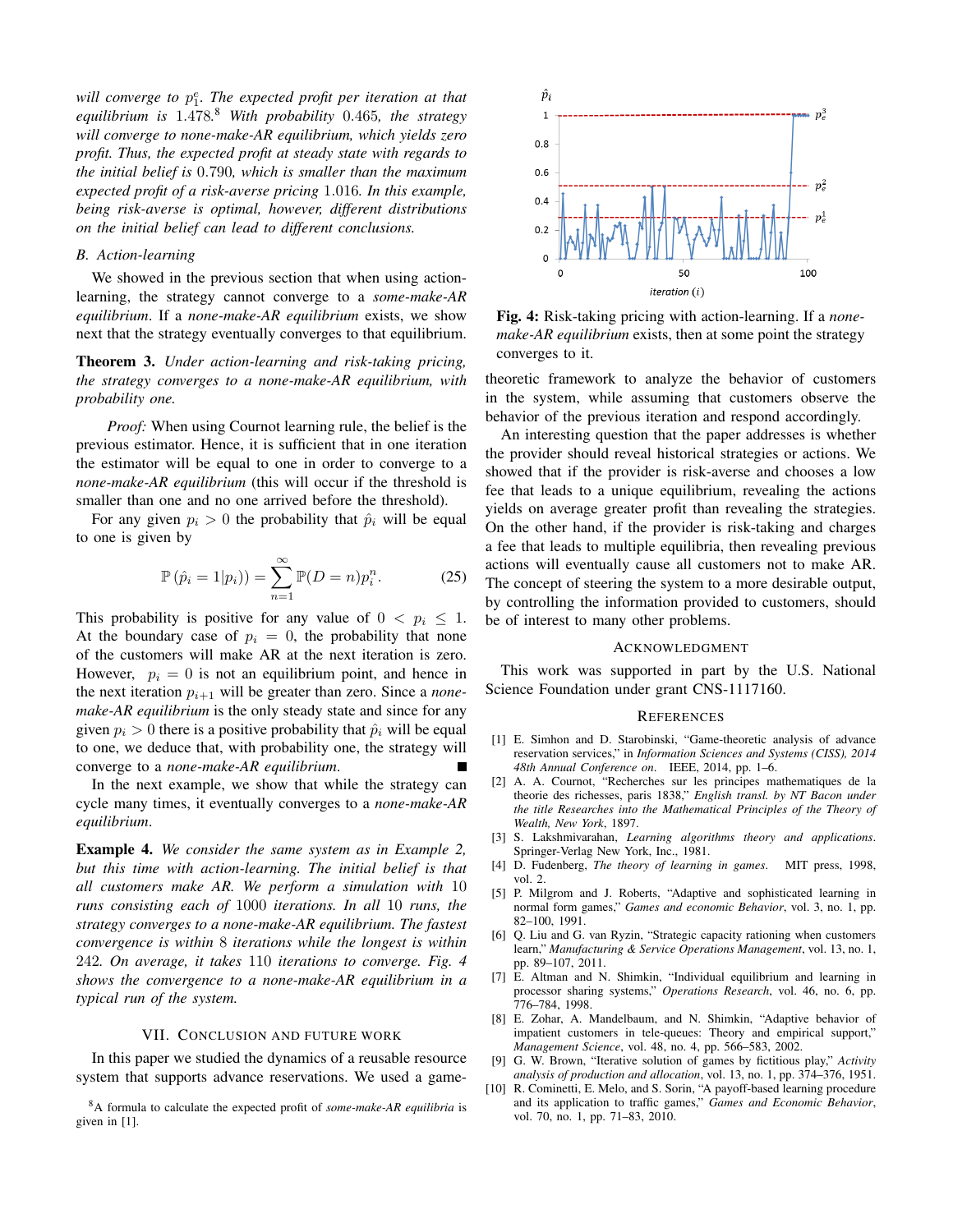*will converge to $p_1^e$. The expected profit per iteration at that equilibrium is 1.478.*[8] *With probability 0.465, the strategy will converge to none-make-AR equilibrium, which yields zero profit. Thus, the expected profit at steady state with regards to the initial belief is 0.790, which is smaller than the maximum expected profit of a risk-averse pricing 1.016. In this example, being risk-averse is optimal, however, different distributions on the initial belief can lead to different conclusions.*

### B. Action-learning

We showed in the previous section that when using action-learning, the strategy cannot converge to a *some-make-AR equilibrium*. If a *none-make-AR equilibrium* exists, we show next that the strategy eventually converges to that equilibrium.

**Theorem 3.** *Under action-learning and risk-taking pricing, the strategy converges to a none-make-AR equilibrium, with probability one.*

*Proof:* When using Cournot learning rule, the belief is the previous estimator. Hence, it is sufficient that in one iteration the estimator will be equal to one in order to converge to a *none-make-AR equilibrium* (this will occur if the threshold is smaller than one and no one arrived before the threshold).

For any given $p_i > 0$ the probability that $\hat{p}_i$ will be equal to one is given by

$$\mathbb{P}\left(\hat{p}_i = 1 | p_i)\right) = \sum_{n=1}^{\infty} \mathbb{P}(D = n) p_i^n. \tag{25}$$

This probability is positive for any value of $0 < p_i \leq 1$. At the boundary case of $p_i = 0$, the probability that none of the customers will make AR at the next iteration is zero. However, $p_i = 0$ is not an equilibrium point, and hence in the next iteration $p_{i+1}$ will be greater than zero. Since a *none-make-AR equilibrium* is the only steady state and since for any given $p_i > 0$ there is a positive probability that $\hat{p}_i$ will be equal to one, we deduce that, with probability one, the strategy will converge to a *none-make-AR equilibrium*. ∎

In the next example, we show that while the strategy can cycle many times, it eventually converges to a *none-make-AR equilibrium*.

**Example 4.** *We consider the same system as in Example 2, but this time with action-learning. The initial belief is that all customers make AR. We perform a simulation with 10 runs consisting each of 1000 iterations. In all 10 runs, the strategy converges to a none-make-AR equilibrium. The fastest convergence is within 8 iterations while the longest is within 242. On average, it takes 110 iterations to converge. Fig. 4 shows the convergence to a none-make-AR equilibrium in a typical run of the system.*

## VII. Conclusion and Future Work

In this paper we studied the dynamics of a reusable resource system that supports advance reservations. We used a game-theoretic framework to analyze the behavior of customers in the system, while assuming that customers observe the behavior of the previous iteration and respond accordingly.

$\hat{p}_i$
1
0.8
0.6
0.4
0.2
0
0
50
100
iteration ($i$)
$p_e^3$
$p_e^2$
$p_e^1$

**Fig. 4:** Risk-taking pricing with action-learning. If a *none-make-AR equilibrium* exists, then at some point the strategy converges to it.

An interesting question that the paper addresses is whether the provider should reveal historical strategies or actions. We showed that if the provider is risk-averse and chooses a low fee that leads to a unique equilibrium, revealing the actions yields on average greater profit than revealing the strategies. On the other hand, if the provider is risk-taking and charges a fee that leads to multiple equilibria, then revealing previous actions will eventually cause all customers not to make AR. The concept of steering the system to a more desirable output, by controlling the information provided to customers, should be of interest to many other problems.

## Acknowledgment

This work was supported in part by the U.S. National Science Foundation under grant CNS-1117160.

## References

[1] E. Simhon and D. Starobinski, "Game-theoretic analysis of advance reservation services," in *Information Sciences and Systems (CISS), 2014 48th Annual Conference on*. IEEE, 2014, pp. 1–6.

[2] A. A. Cournot, "Recherches sur les principes mathematiques de la theorie des richesses, paris 1838," *English transl. by NT Bacon under the title Researches into the Mathematical Principles of the Theory of Wealth, New York*, 1897.

[3] S. Lakshmivarahan, *Learning algorithms theory and applications*. Springer-Verlag New York, Inc., 1981.

[4] D. Fudenberg, *The theory of learning in games*. MIT press, 1998, vol. 2.

[5] P. Milgrom and J. Roberts, "Adaptive and sophisticated learning in normal form games," *Games and economic Behavior*, vol. 3, no. 1, pp. 82–100, 1991.

[6] Q. Liu and G. van Ryzin, "Strategic capacity rationing when customers learn," *Manufacturing & Service Operations Management*, vol. 13, no. 1, pp. 89–107, 2011.

[7] E. Altman and N. Shimkin, "Individual equilibrium and learning in processor sharing systems," *Operations Research*, vol. 46, no. 6, pp. 776–784, 1998.

[8] E. Zohar, A. Mandelbaum, and N. Shimkin, "Adaptive behavior of impatient customers in tele-queues: Theory and empirical support," *Management Science*, vol. 48, no. 4, pp. 566–583, 2002.

[9] G. W. Brown, "Iterative solution of games by fictitious play," *Activity analysis of production and allocation*, vol. 13, no. 1, pp. 374–376, 1951.

[10] R. Cominetti, E. Melo, and S. Sorin, "A payoff-based learning procedure and its application to traffic games," *Games and Economic Behavior*, vol. 70, no. 1, pp. 71–83, 2010.

[8] A formula to calculate the expected profit of *some-make-AR equilibria* is given in [1].